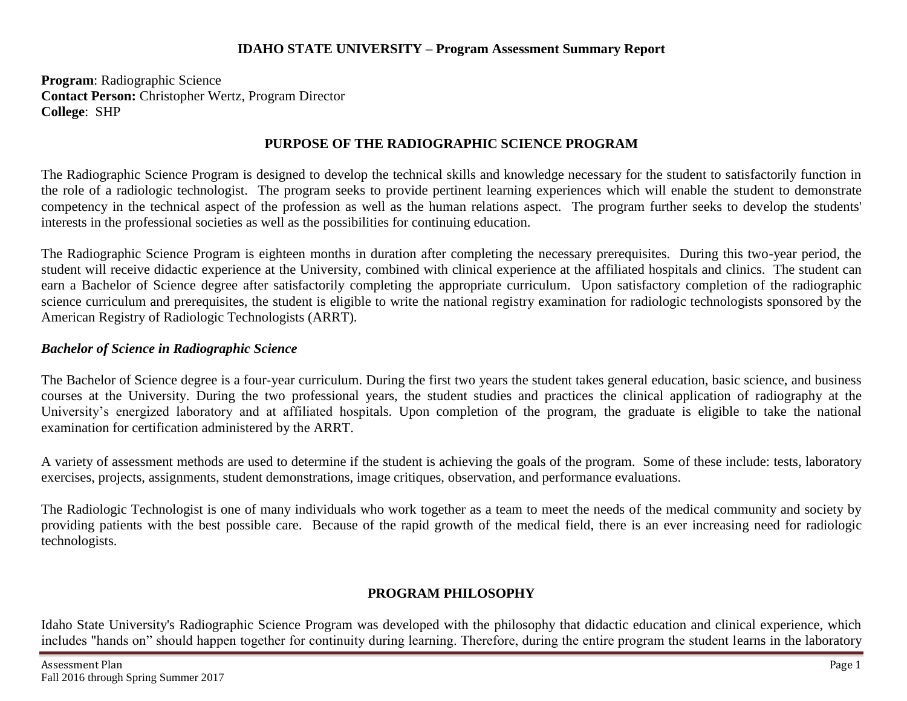**IDAHO STATE UNIVERSITY – Program Assessment Summary Report**

**Program**: Radiographic Science
**Contact Person:** Christopher Wertz, Program Director
**College**: SHP

## PURPOSE OF THE RADIOGRAPHIC SCIENCE PROGRAM

The Radiographic Science Program is designed to develop the technical skills and knowledge necessary for the student to satisfactorily function in the role of a radiologic technologist. The program seeks to provide pertinent learning experiences which will enable the student to demonstrate competency in the technical aspect of the profession as well as the human relations aspect. The program further seeks to develop the students' interests in the professional societies as well as the possibilities for continuing education.

The Radiographic Science Program is eighteen months in duration after completing the necessary prerequisites. During this two-year period, the student will receive didactic experience at the University, combined with clinical experience at the affiliated hospitals and clinics. The student can earn a Bachelor of Science degree after satisfactorily completing the appropriate curriculum. Upon satisfactory completion of the radiographic science curriculum and prerequisites, the student is eligible to write the national registry examination for radiologic technologists sponsored by the American Registry of Radiologic Technologists (ARRT).

### *Bachelor of Science in Radiographic Science*

The Bachelor of Science degree is a four-year curriculum. During the first two years the student takes general education, basic science, and business courses at the University. During the two professional years, the student studies and practices the clinical application of radiography at the University's energized laboratory and at affiliated hospitals. Upon completion of the program, the graduate is eligible to take the national examination for certification administered by the ARRT.

A variety of assessment methods are used to determine if the student is achieving the goals of the program. Some of these include: tests, laboratory exercises, projects, assignments, student demonstrations, image critiques, observation, and performance evaluations.

The Radiologic Technologist is one of many individuals who work together as a team to meet the needs of the medical community and society by providing patients with the best possible care. Because of the rapid growth of the medical field, there is an ever increasing need for radiologic technologists.

## PROGRAM PHILOSOPHY

Idaho State University's Radiographic Science Program was developed with the philosophy that didactic education and clinical experience, which includes "hands on" should happen together for continuity during learning. Therefore, during the entire program the student learns in the laboratory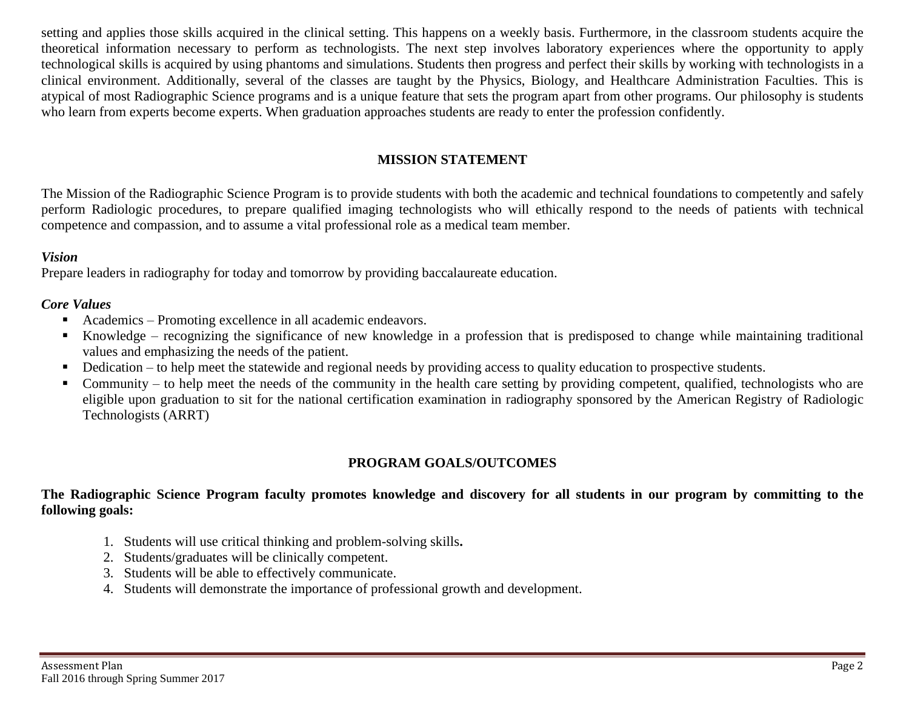setting and applies those skills acquired in the clinical setting. This happens on a weekly basis. Furthermore, in the classroom students acquire the theoretical information necessary to perform as technologists. The next step involves laboratory experiences where the opportunity to apply technological skills is acquired by using phantoms and simulations. Students then progress and perfect their skills by working with technologists in a clinical environment. Additionally, several of the classes are taught by the Physics, Biology, and Healthcare Administration Faculties. This is atypical of most Radiographic Science programs and is a unique feature that sets the program apart from other programs. Our philosophy is students who learn from experts become experts. When graduation approaches students are ready to enter the profession confidently.

## MISSION STATEMENT

The Mission of the Radiographic Science Program is to provide students with both the academic and technical foundations to competently and safely perform Radiologic procedures, to prepare qualified imaging technologists who will ethically respond to the needs of patients with technical competence and compassion, and to assume a vital professional role as a medical team member.

***Vision***

Prepare leaders in radiography for today and tomorrow by providing baccalaureate education.

***Core Values***

- Academics – Promoting excellence in all academic endeavors.
- Knowledge – recognizing the significance of new knowledge in a profession that is predisposed to change while maintaining traditional values and emphasizing the needs of the patient.
- Dedication – to help meet the statewide and regional needs by providing access to quality education to prospective students.
- Community – to help meet the needs of the community in the health care setting by providing competent, qualified, technologists who are eligible upon graduation to sit for the national certification examination in radiography sponsored by the American Registry of Radiologic Technologists (ARRT)

## PROGRAM GOALS/OUTCOMES

**The Radiographic Science Program faculty promotes knowledge and discovery for all students in our program by committing to the following goals:**

1. Students will use critical thinking and problem-solving skills**.**
2. Students/graduates will be clinically competent.
3. Students will be able to effectively communicate.
4. Students will demonstrate the importance of professional growth and development.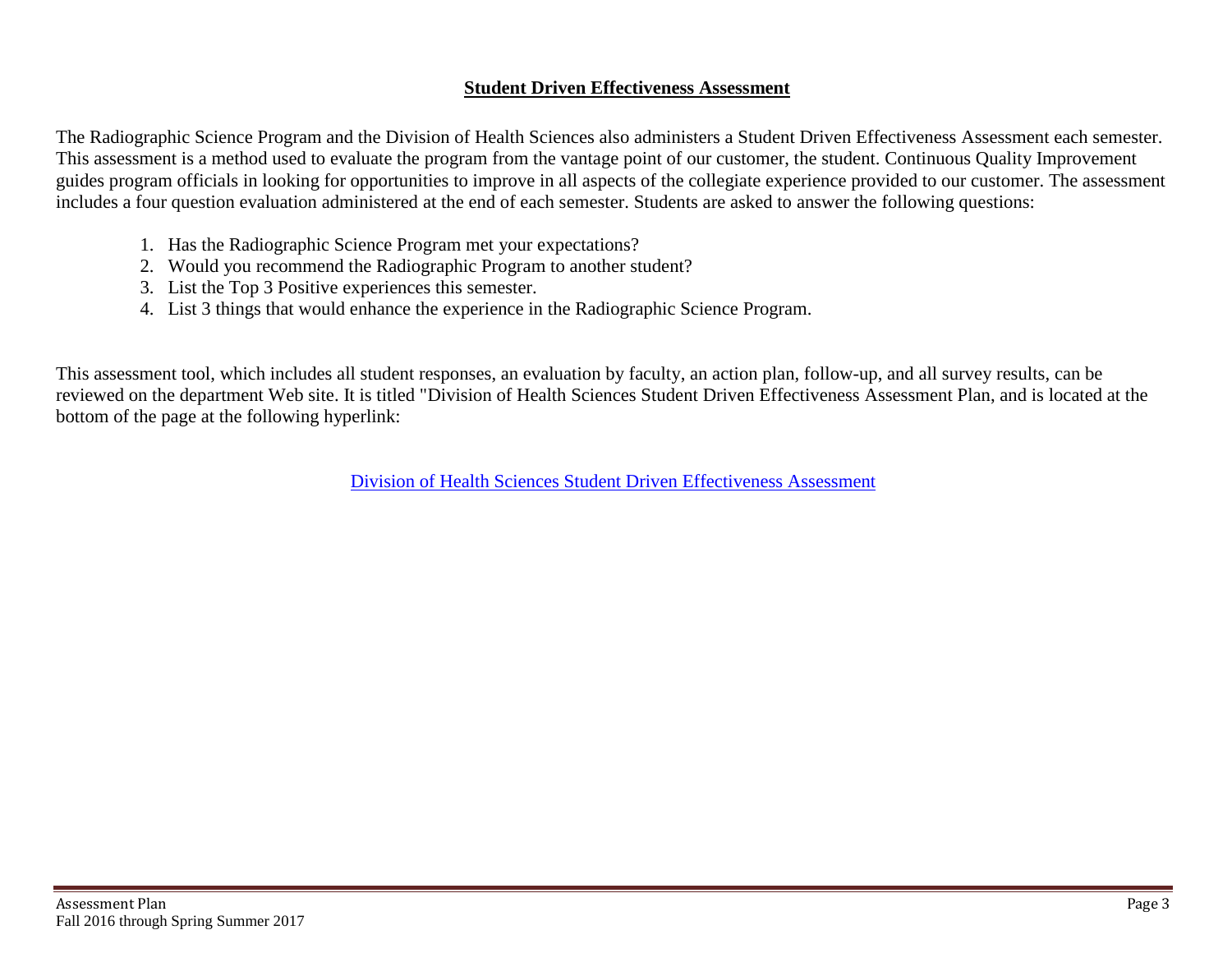## Student Driven Effectiveness Assessment

The Radiographic Science Program and the Division of Health Sciences also administers a Student Driven Effectiveness Assessment each semester. This assessment is a method used to evaluate the program from the vantage point of our customer, the student. Continuous Quality Improvement guides program officials in looking for opportunities to improve in all aspects of the collegiate experience provided to our customer. The assessment includes a four question evaluation administered at the end of each semester. Students are asked to answer the following questions:

1. Has the Radiographic Science Program met your expectations?
2. Would you recommend the Radiographic Program to another student?
3. List the Top 3 Positive experiences this semester.
4. List 3 things that would enhance the experience in the Radiographic Science Program.

This assessment tool, which includes all student responses, an evaluation by faculty, an action plan, follow-up, and all survey results, can be reviewed on the department Web site. It is titled "Division of Health Sciences Student Driven Effectiveness Assessment Plan, and is located at the bottom of the page at the following hyperlink:

Division of Health Sciences Student Driven Effectiveness Assessment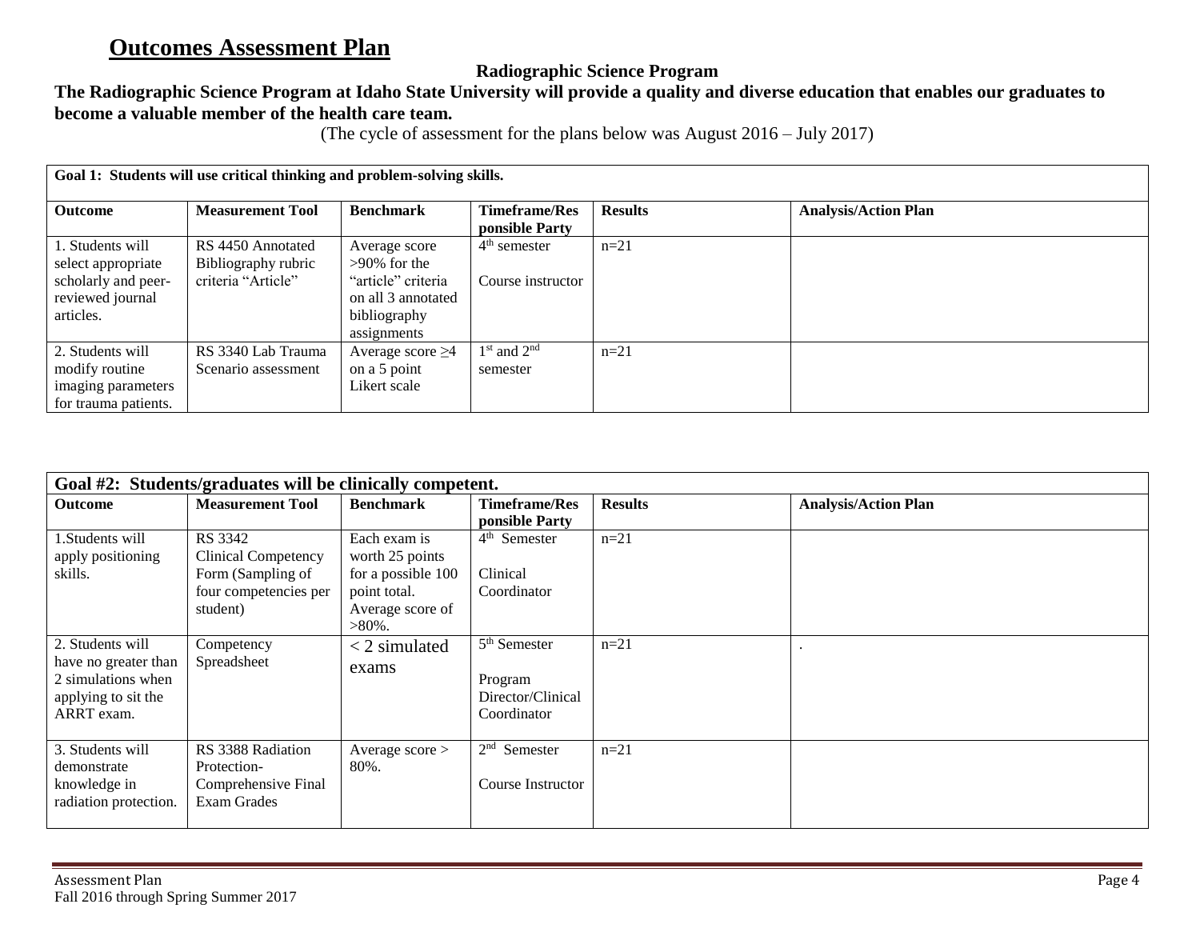# Outcomes Assessment Plan

**Radiographic Science Program**

**The Radiographic Science Program at Idaho State University will provide a quality and diverse education that enables our graduates to become a valuable member of the health care team.**

(The cycle of assessment for the plans below was August 2016 – July 2017)

| **Goal 1: Students will use critical thinking and problem-solving skills.** | | | | | |
|---|---|---|---|---|---|
| **Outcome** | **Measurement Tool** | **Benchmark** | **Timeframe/Responsible Party** | **Results** | **Analysis/Action Plan** |
| 1. Students will select appropriate scholarly and peer-reviewed journal articles. | RS 4450 Annotated Bibliography rubric criteria "Article" | Average score >90% for the "article" criteria on all 3 annotated bibliography assignments | 4th semester<br><br>Course instructor | n=21 | |
| 2. Students will modify routine imaging parameters for trauma patients. | RS 3340 Lab Trauma Scenario assessment | Average score ≥4 on a 5 point Likert scale | 1st and 2nd semester | n=21 | |

| **Goal #2: Students/graduates will be clinically competent.** | | | | | |
|---|---|---|---|---|---|
| **Outcome** | **Measurement Tool** | **Benchmark** | **Timeframe/Responsible Party** | **Results** | **Analysis/Action Plan** |
| 1. Students will apply positioning skills. | RS 3342 Clinical Competency Form (Sampling of four competencies per student) | Each exam is worth 25 points for a possible 100 point total. Average score of >80%. | 4th Semester<br><br>Clinical Coordinator | n=21 | |
| 2. Students will have no greater than 2 simulations when applying to sit the ARRT exam. | Competency Spreadsheet | < 2 simulated exams | 5th Semester<br><br>Program Director/Clinical Coordinator | n=21 | . |
| 3. Students will demonstrate knowledge in radiation protection. | RS 3388 Radiation Protection- Comprehensive Final Exam Grades | Average score > 80%. | 2nd Semester<br><br>Course Instructor | n=21 | |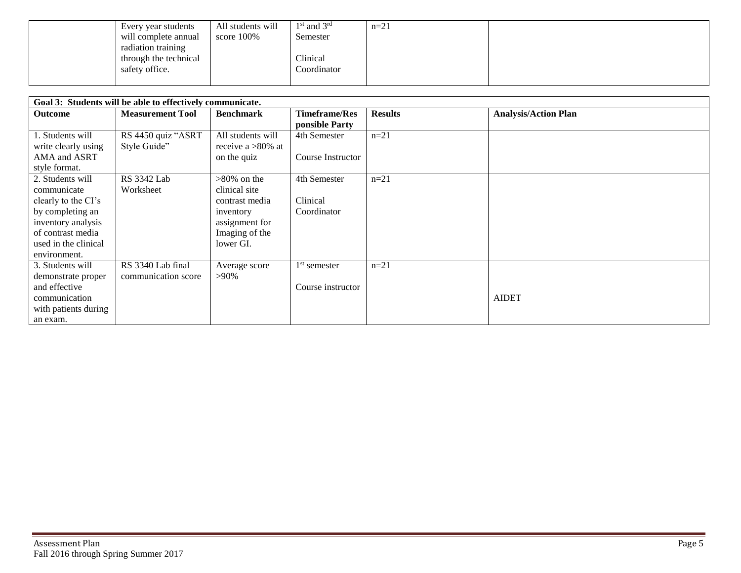| | | | | | |
|---|---|---|---|---|---|
| | Every year students will complete annual radiation training through the technical safety office. | All students will score 100% | 1st and 3rd Semester<br><br>Clinical Coordinator | n=21 | |

| Goal 3: Students will be able to effectively communicate. | | | | | |
|---|---|---|---|---|---|
| **Outcome** | **Measurement Tool** | **Benchmark** | **Timeframe/Responsible Party** | **Results** | **Analysis/Action Plan** |
| 1. Students will write clearly using AMA and ASRT style format. | RS 4450 quiz "ASRT Style Guide" | All students will receive a >80% at on the quiz | 4th Semester<br><br>Course Instructor | n=21 | |
| 2. Students will communicate clearly to the CI's by completing an inventory analysis of contrast media used in the clinical environment. | RS 3342 Lab Worksheet | >80% on the clinical site contrast media inventory assignment for Imaging of the lower GI. | 4th Semester<br><br>Clinical Coordinator | n=21 | |
| 3. Students will demonstrate proper and effective communication with patients during an exam. | RS 3340 Lab final communication score | Average score >90% | 1st semester<br><br>Course instructor | n=21 | AIDET |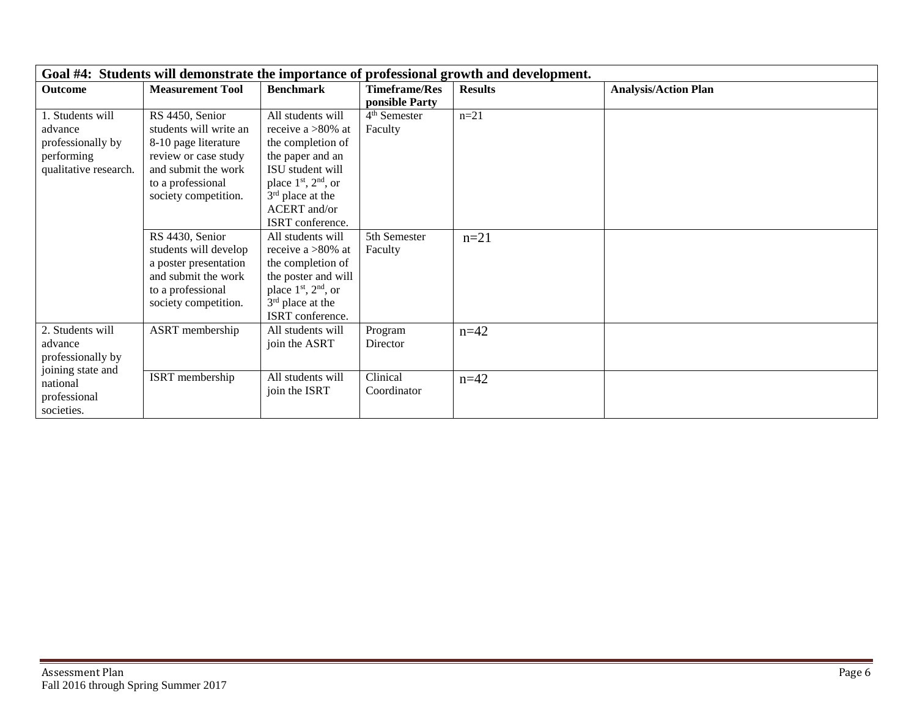| Goal #4: Students will demonstrate the importance of professional growth and development. | | | | | |
|---|---|---|---|---|---|
| **Outcome** | **Measurement Tool** | **Benchmark** | **Timeframe/Responsible Party** | **Results** | **Analysis/Action Plan** |
| 1. Students will advance professionally by performing qualitative research. | RS 4450, Senior students will write an 8-10 page literature review or case study and submit the work to a professional society competition. | All students will receive a >80% at the completion of the paper and an ISU student will place 1st, 2nd, or 3rd place at the ACERT and/or ISRT conference. | 4th Semester Faculty | n=21 | |
| | RS 4430, Senior students will develop a poster presentation and submit the work to a professional society competition. | All students will receive a >80% at the completion of the poster and will place 1st, 2nd, or 3rd place at the ISRT conference. | 5th Semester Faculty | n=21 | |
| 2. Students will advance professionally by joining state and national professional societies. | ASRT membership | All students will join the ASRT | Program Director | n=42 | |
| | ISRT membership | All students will join the ISRT | Clinical Coordinator | n=42 | |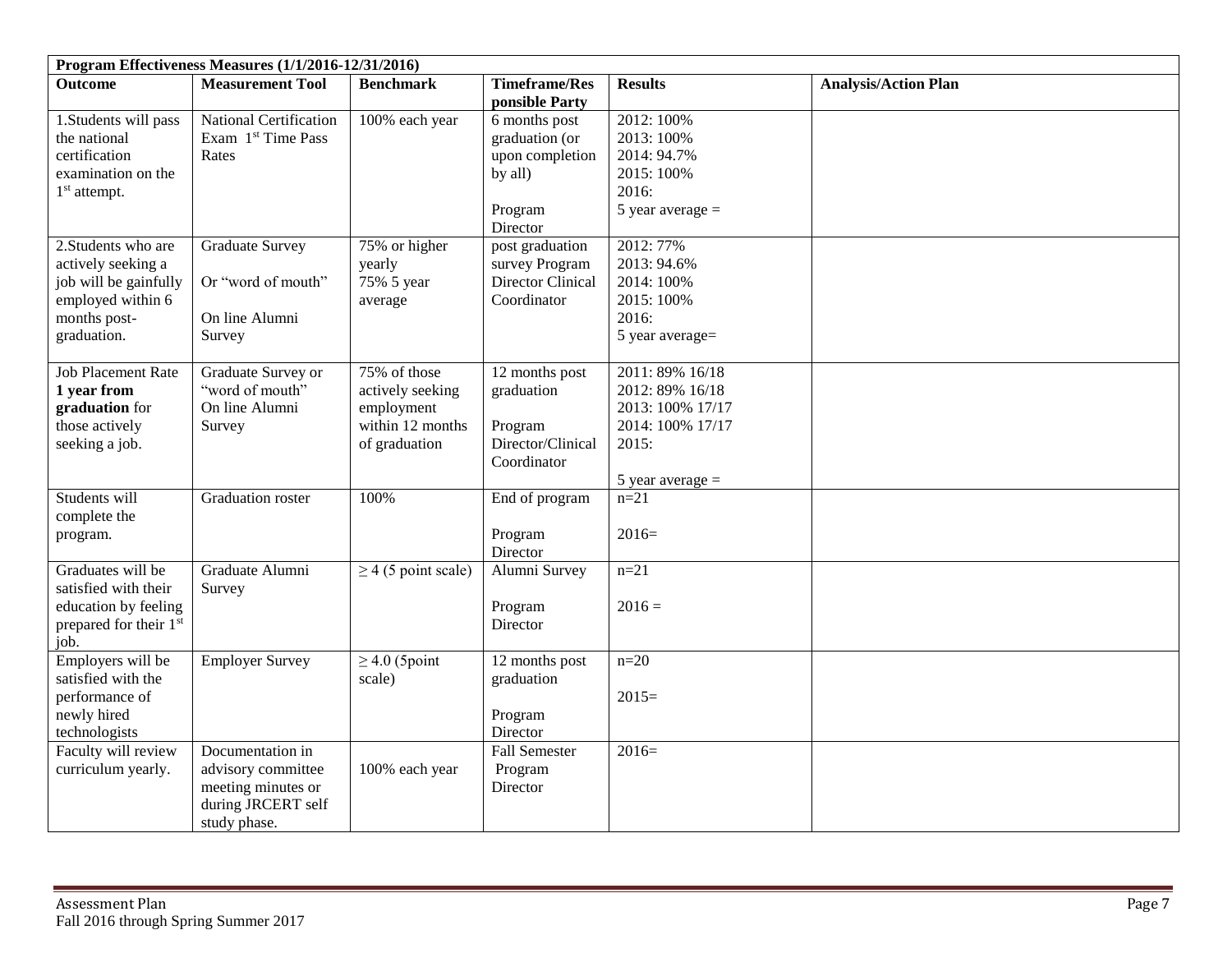| Program Effectiveness Measures (1/1/2016-12/31/2016) | | | | | |
|---|---|---|---|---|---|
| **Outcome** | **Measurement Tool** | **Benchmark** | **Timeframe/Responsible Party** | **Results** | **Analysis/Action Plan** |
| 1.Students will pass the national certification examination on the 1st attempt. | National Certification Exam 1st Time Pass Rates | 100% each year | 6 months post graduation (or upon completion by all)<br><br>Program Director | 2012: 100%<br>2013: 100%<br>2014: 94.7%<br>2015: 100%<br>2016:<br>5 year average = | |
| 2.Students who are actively seeking a job will be gainfully employed within 6 months post-graduation. | Graduate Survey<br><br>Or "word of mouth"<br><br>On line Alumni Survey | 75% or higher yearly<br>75% 5 year average | post graduation survey Program Director Clinical Coordinator | 2012: 77%<br>2013: 94.6%<br>2014: 100%<br>2015: 100%<br>2016:<br>5 year average= | |
| Job Placement Rate **1 year from graduation** for those actively seeking a job. | Graduate Survey or "word of mouth" On line Alumni Survey | 75% of those actively seeking employment within 12 months of graduation | 12 months post graduation<br><br>Program Director/Clinical Coordinator | 2011: 89% 16/18<br>2012: 89% 16/18<br>2013: 100% 17/17<br>2014: 100% 17/17<br>2015:<br><br>5 year average = | |
| Students will complete the program. | Graduation roster | 100% | End of program<br><br>Program Director | n=21<br><br>2016= | |
| Graduates will be satisfied with their education by feeling prepared for their 1st job. | Graduate Alumni Survey | ≥ 4 (5 point scale) | Alumni Survey<br><br>Program Director | n=21<br><br>2016 = | |
| Employers will be satisfied with the performance of newly hired technologists | Employer Survey | ≥ 4.0 (5point scale) | 12 months post graduation<br><br>Program Director | n=20<br><br>2015= | |
| Faculty will review curriculum yearly. | Documentation in advisory committee meeting minutes or during JRCERT self study phase. | 100% each year | Fall Semester Program Director | 2016= | |

Assessment Plan
Fall 2016 through Spring Summer 2017